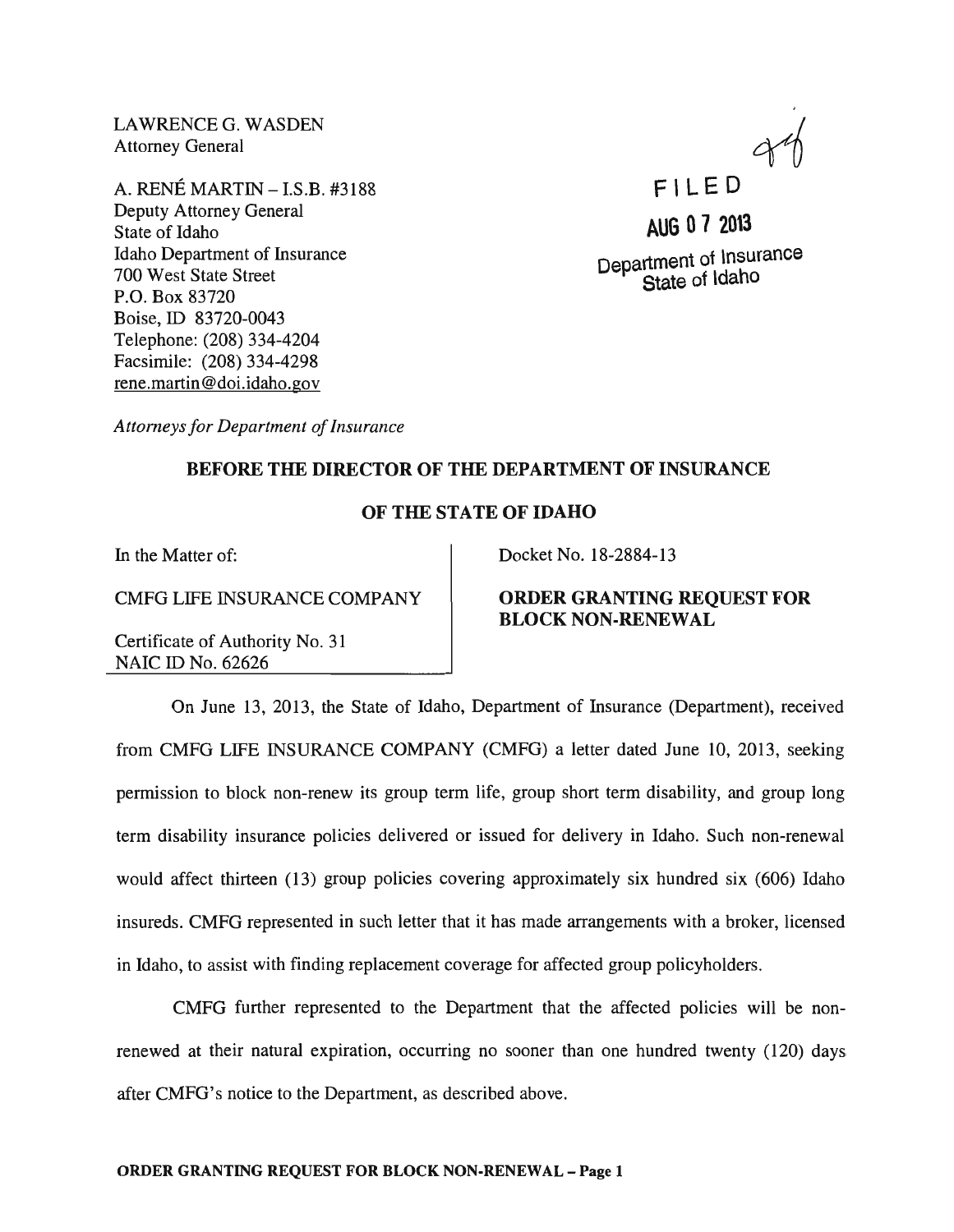LAWRENCE G. WASDEN
Attorney General

A. RENÉ MARTIN – I.S.B. #3188
Deputy Attorney General
State of Idaho
Idaho Department of Insurance
700 West State Street
P.O. Box 83720
Boise, ID 83720-0043
Telephone: (208) 334-4204
Facsimile: (208) 334-4298
rene.martin@doi.idaho.gov

*Attorneys for Department of Insurance*

FILED
AUG 07 2013
Department of Insurance
State of Idaho

**BEFORE THE DIRECTOR OF THE DEPARTMENT OF INSURANCE**

**OF THE STATE OF IDAHO**

In the Matter of:

CMFG LIFE INSURANCE COMPANY

Certificate of Authority No. 31
NAIC ID No. 62626

Docket No. 18-2884-13

**ORDER GRANTING REQUEST FOR BLOCK NON-RENEWAL**

On June 13, 2013, the State of Idaho, Department of Insurance (Department), received from CMFG LIFE INSURANCE COMPANY (CMFG) a letter dated June 10, 2013, seeking permission to block non-renew its group term life, group short term disability, and group long term disability insurance policies delivered or issued for delivery in Idaho. Such non-renewal would affect thirteen (13) group policies covering approximately six hundred six (606) Idaho insureds. CMFG represented in such letter that it has made arrangements with a broker, licensed in Idaho, to assist with finding replacement coverage for affected group policyholders.

CMFG further represented to the Department that the affected policies will be non-renewed at their natural expiration, occurring no sooner than one hundred twenty (120) days after CMFG's notice to the Department, as described above.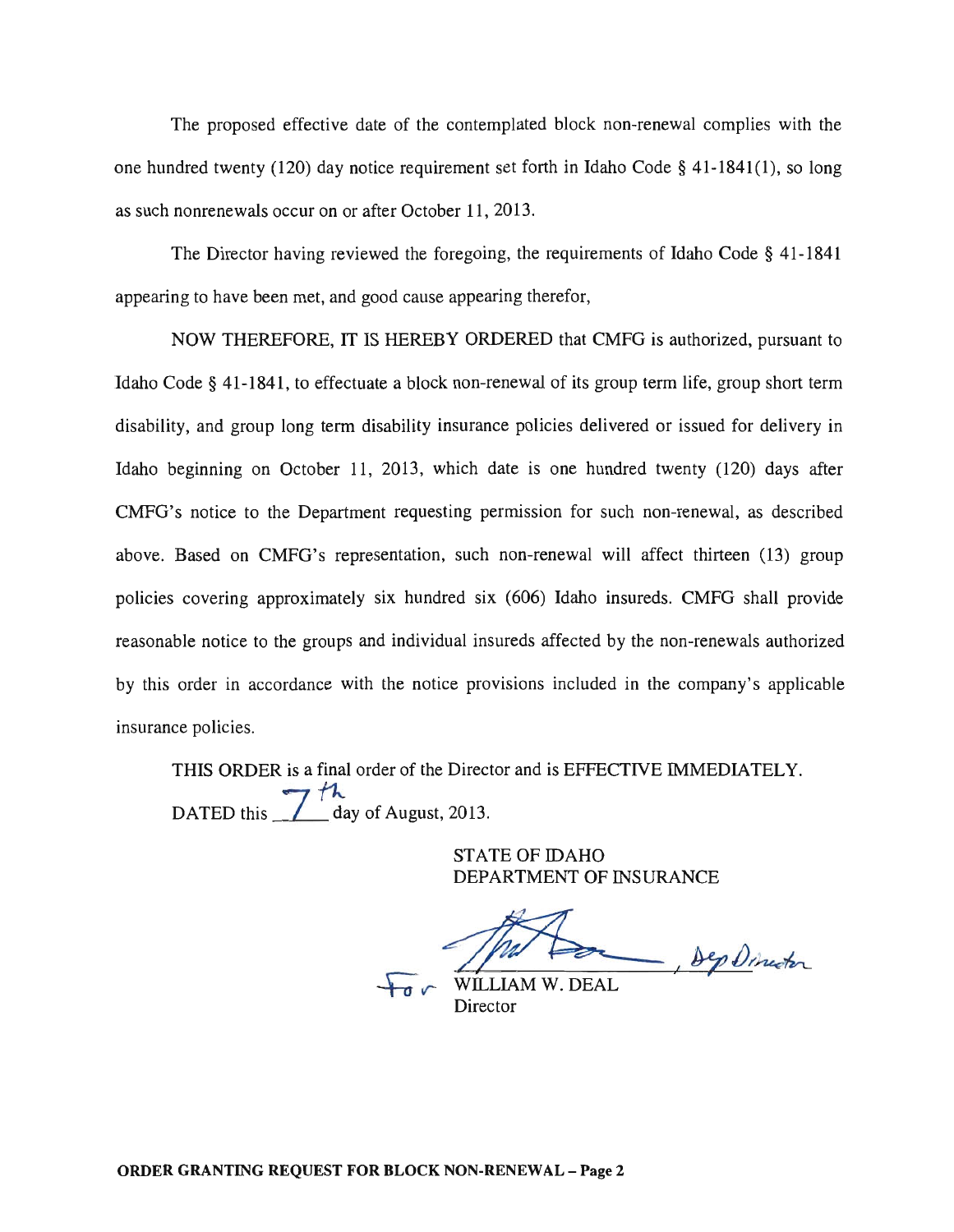The proposed effective date of the contemplated block non-renewal complies with the one hundred twenty (120) day notice requirement set forth in Idaho Code § 41-1841(1), so long as such nonrenewals occur on or after October 11, 2013.

The Director having reviewed the foregoing, the requirements of Idaho Code § 41-1841 appearing to have been met, and good cause appearing therefor,

NOW THEREFORE, IT IS HEREBY ORDERED that CMFG is authorized, pursuant to Idaho Code § 41-1841, to effectuate a block non-renewal of its group term life, group short term disability, and group long term disability insurance policies delivered or issued for delivery in Idaho beginning on October 11, 2013, which date is one hundred twenty (120) days after CMFG's notice to the Department requesting permission for such non-renewal, as described above. Based on CMFG's representation, such non-renewal will affect thirteen (13) group policies covering approximately six hundred six (606) Idaho insureds. CMFG shall provide reasonable notice to the groups and individual insureds affected by the non-renewals authorized by this order in accordance with the notice provisions included in the company's applicable insurance policies.

THIS ORDER is a final order of the Director and is EFFECTIVE IMMEDIATELY.

DATED this 7th day of August, 2013.

STATE OF IDAHO
DEPARTMENT OF INSURANCE

_______________, Dep Director
For WILLIAM W. DEAL
Director

**ORDER GRANTING REQUEST FOR BLOCK NON-RENEWAL – Page 2**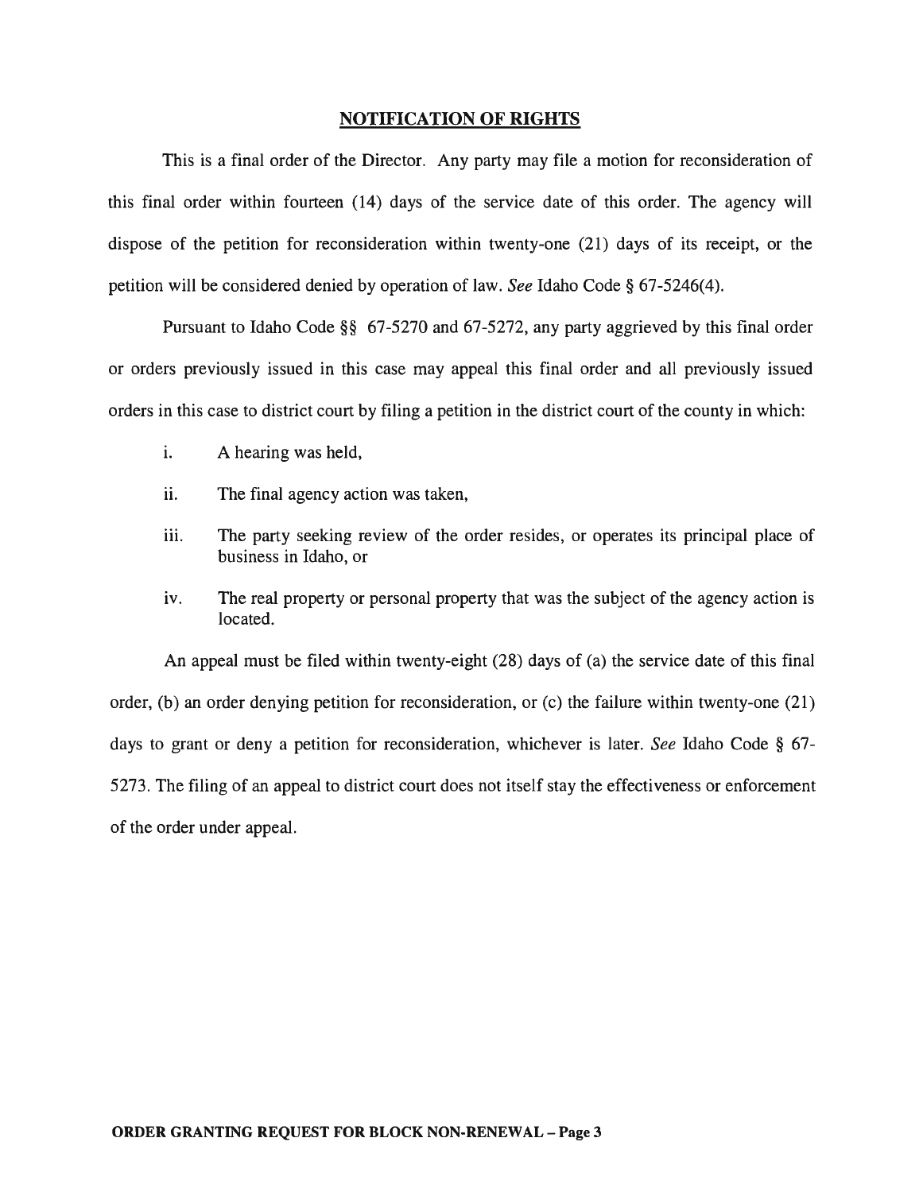## NOTIFICATION OF RIGHTS

This is a final order of the Director. Any party may file a motion for reconsideration of this final order within fourteen (14) days of the service date of this order. The agency will dispose of the petition for reconsideration within twenty-one (21) days of its receipt, or the petition will be considered denied by operation of law. *See* Idaho Code § 67-5246(4).

Pursuant to Idaho Code §§ 67-5270 and 67-5272, any party aggrieved by this final order or orders previously issued in this case may appeal this final order and all previously issued orders in this case to district court by filing a petition in the district court of the county in which:

i. A hearing was held,

ii. The final agency action was taken,

iii. The party seeking review of the order resides, or operates its principal place of business in Idaho, or

iv. The real property or personal property that was the subject of the agency action is located.

An appeal must be filed within twenty-eight (28) days of (a) the service date of this final order, (b) an order denying petition for reconsideration, or (c) the failure within twenty-one (21) days to grant or deny a petition for reconsideration, whichever is later. *See* Idaho Code § 67-5273. The filing of an appeal to district court does not itself stay the effectiveness or enforcement of the order under appeal.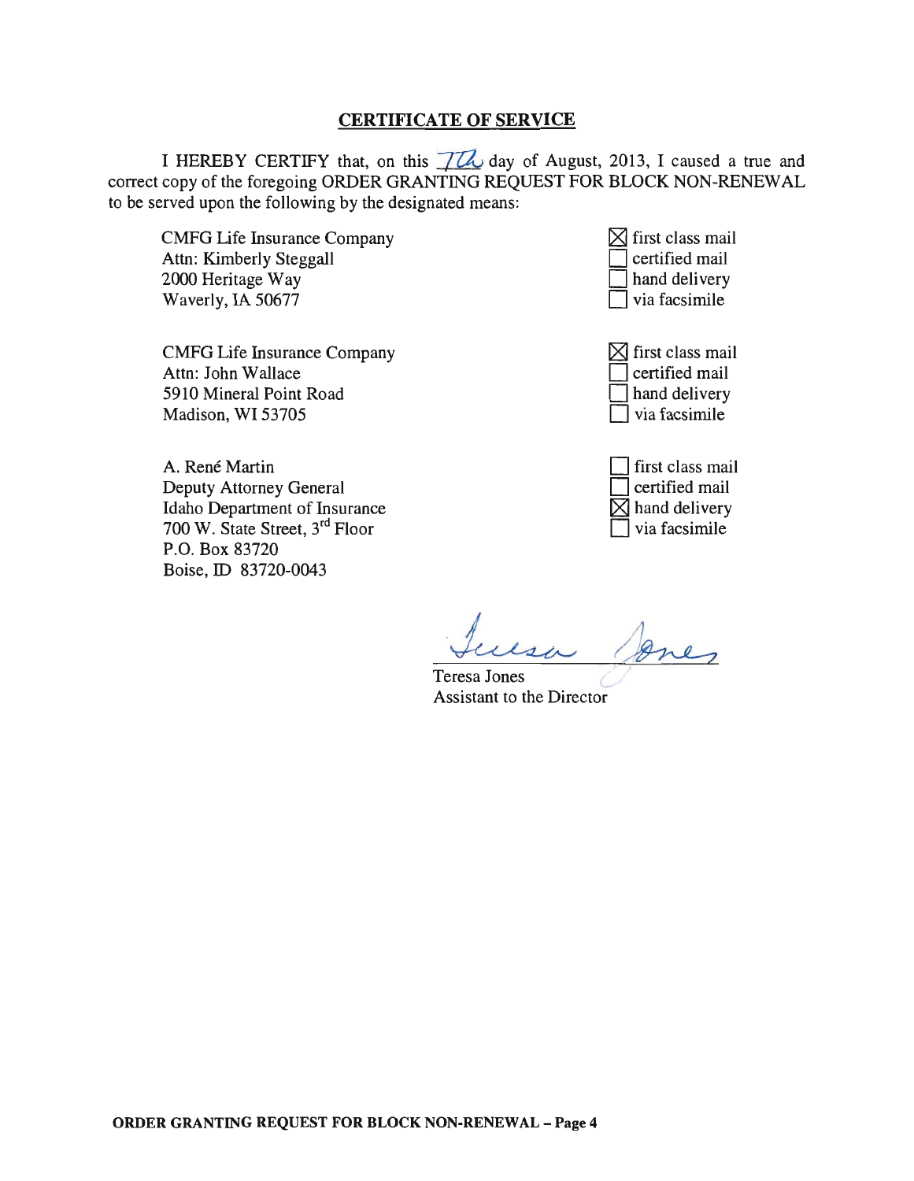## CERTIFICATE OF SERVICE

I HEREBY CERTIFY that, on this 7th day of August, 2013, I caused a true and correct copy of the foregoing ORDER GRANTING REQUEST FOR BLOCK NON-RENEWAL to be served upon the following by the designated means:

| | |
|---|---|
| CMFG Life Insurance Company<br>Attn: Kimberly Steggall<br>2000 Heritage Way<br>Waverly, IA 50677 | ☒ first class mail<br>☐ certified mail<br>☐ hand delivery<br>☐ via facsimile |
| CMFG Life Insurance Company<br>Attn: John Wallace<br>5910 Mineral Point Road<br>Madison, WI 53705 | ☒ first class mail<br>☐ certified mail<br>☐ hand delivery<br>☐ via facsimile |
| A. René Martin<br>Deputy Attorney General<br>Idaho Department of Insurance<br>700 W. State Street, 3rd Floor<br>P.O. Box 83720<br>Boise, ID 83720-0043 | ☐ first class mail<br>☐ certified mail<br>☒ hand delivery<br>☐ via facsimile |

Teresa Jones
Assistant to the Director